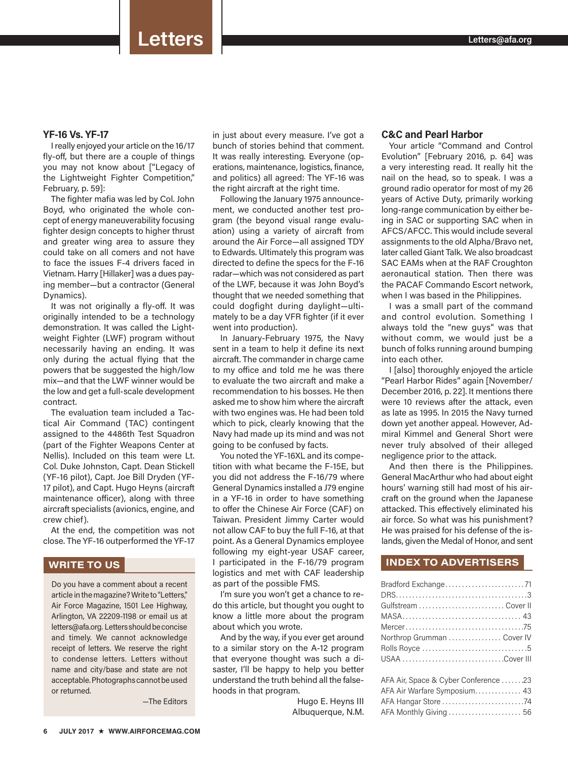# Letters

Letters@afa.org

## YF-16 Vs. YF-17

I really enjoyed your article on the 16/17 fly-off, but there are a couple of things you may not know about ["Legacy of the Lightweight Fighter Competition," February, p. 59]:

The fighter mafia was led by Col. John Boyd, who originated the whole concept of energy maneuverability focusing fighter design concepts to higher thrust and greater wing area to assure they could take on all comers and not have to face the issues F-4 drivers faced in Vietnam. Harry [Hillaker] was a dues paying member—but a contractor (General Dynamics).

It was not originally a fly-off. It was originally intended to be a technology demonstration. It was called the Lightweight Fighter (LWF) program without necessarily having an ending. It was only during the actual flying that the powers that be suggested the high/low mix—and that the LWF winner would be the low and get a full-scale development contract.

The evaluation team included a Tactical Air Command (TAC) contingent assigned to the 4486th Test Squadron (part of the Fighter Weapons Center at Nellis). Included on this team were Lt. Col. Duke Johnston, Capt. Dean Stickell (YF-16 pilot), Capt. Joe Bill Dryden (YF-17 pilot), and Capt. Hugo Heyns (aircraft maintenance officer), along with three aircraft specialists (avionics, engine, and crew chief).

At the end, the competition was not close. The YF-16 outperformed the YF-17 in just about every measure. I've got a bunch of stories behind that comment. It was really interesting. Everyone (operations, maintenance, logistics, finance, and politics) all agreed: The YF-16 was the right aircraft at the right time.

Following the January 1975 announcement, we conducted another test program (the beyond visual range evaluation) using a variety of aircraft from around the Air Force—all assigned TDY to Edwards. Ultimately this program was directed to define the specs for the F-16 radar—which was not considered as part of the LWF, because it was John Boyd's thought that we needed something that could dogfight during daylight—ultimately a day VFR fighter (if it ever went into production).

In January-February 1975, the Navy sent in a team to help it define its next aircraft. The commander in charge came to my office and told me he was there to evaluate the two aircraft and make a recommendation to his bosses. He then asked me to show him where the aircraft with two engines was. He had been told which to pick, clearly knowing that the Navy had made up its mind and was not going to be confused by facts.

You noted the YF-16XL and its competition with what became the F-15E, but you did not address the F-16/79 where General Dynamics installed a J79 engine in a YF-16 in order to have something to offer the Chinese Air Force (CAF) on Taiwan. President Jimmy Carter would not allow CAF to buy the full F-16, at that point. As a General Dynamics employee following my eight-year USAF career, I participated in the F-16/79 program logistics and met with CAF leadership as part of the possible FMS.

I'm sure you won't get a chance to redo this article, but thought you ought to know a little more about the program about which you wrote.

And by the way, if you ever get around to a similar story on the A-12 program that everyone thought was such a disaster, I'll be happy to help you better understand the truth behind all the falsehoods in that program.

Hugo E. Heyns III
Albuquerque, N.M.

### WRITE TO US

Do you have a comment about a recent article in the magazine? Write to "Letters," Air Force Magazine, 1501 Lee Highway, Arlington, VA 22209-1198 or email us at letters@afa.org. Letters should be concise and timely. We cannot acknowledge receipt of letters. We reserve the right to condense letters. Letters without name and city/base and state are not acceptable. Photographs cannot be used or returned.

—The Editors

## C&C and Pearl Harbor

Your article "Command and Control Evolution" [February 2016, p. 64] was a very interesting read. It really hit the nail on the head, so to speak. I was a ground radio operator for most of my 26 years of Active Duty, primarily working long-range communication by either being in SAC or supporting SAC when in AFCS/AFCC. This would include several assignments to the old Alpha/Bravo net, later called Giant Talk. We also broadcast SAC EAMs when at the RAF Croughton aeronautical station. Then there was the PACAF Commando Escort network, when I was based in the Philippines.

I was a small part of the command and control evolution. Something I always told the "new guys" was that without comm, we would just be a bunch of folks running around bumping into each other.

I [also] thoroughly enjoyed the article "Pearl Harbor Rides" again [November/December 2016, p. 22]. It mentions there were 10 reviews after the attack, even as late as 1995. In 2015 the Navy turned down yet another appeal. However, Admiral Kimmel and General Short were never truly absolved of their alleged negligence prior to the attack.

And then there is the Philippines. General MacArthur who had about eight hours' warning still had most of his aircraft on the ground when the Japanese attacked. This effectively eliminated his air force. So what was his punishment? He was praised for his defense of the islands, given the Medal of Honor, and sent

### INDEX TO ADVERTISERS

| | |
|---|---|
| Bradford Exchange | 71 |
| DRS | 3 |
| Gulfstream | Cover II |
| MASA | 43 |
| Mercer | 75 |
| Northrop Grumman | Cover IV |
| Rolls Royce | 5 |
| USAA | Cover III |
| | |
| AFA Air, Space & Cyber Conference | 23 |
| AFA Air Warfare Symposium | 43 |
| AFA Hangar Store | 74 |
| AFA Monthly Giving | 56 |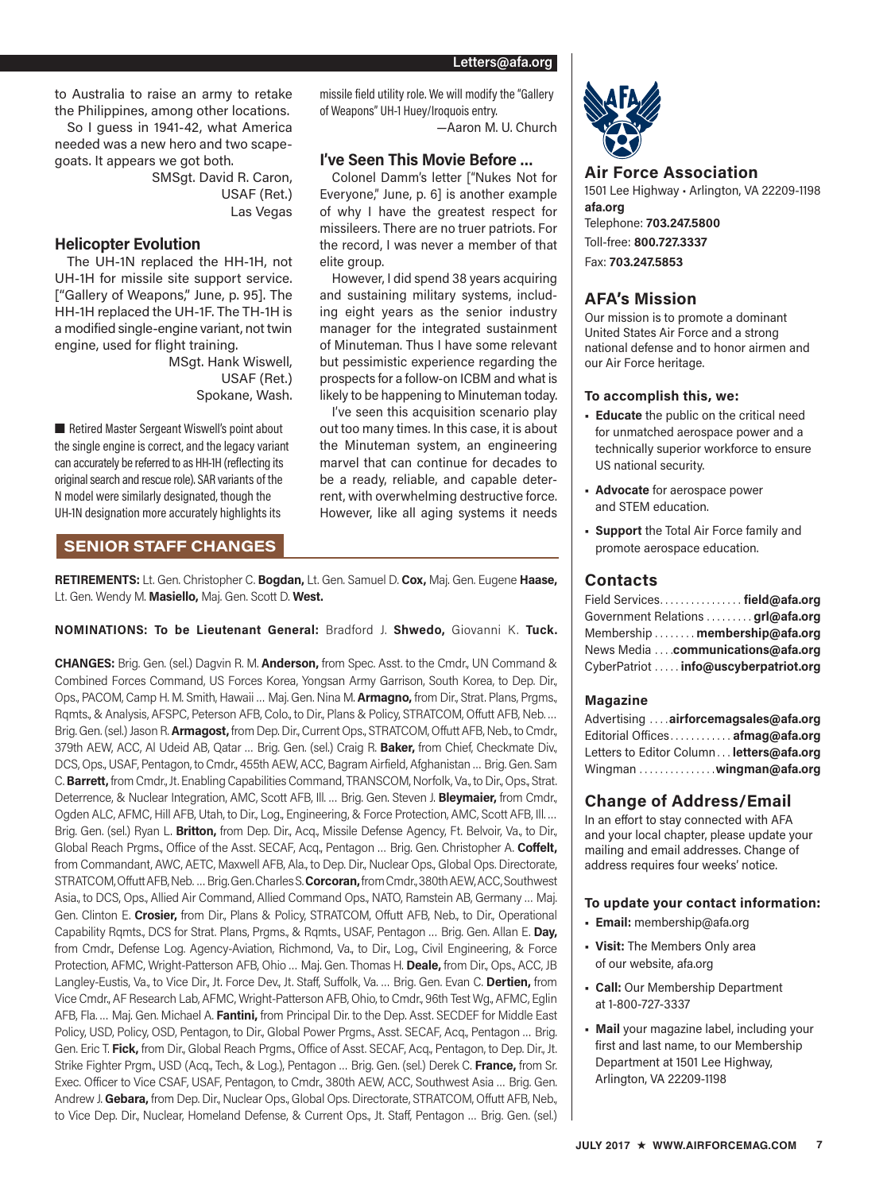to Australia to raise an army to retake the Philippines, among other locations.

So I guess in 1941-42, what America needed was a new hero and two scapegoats. It appears we got both.

SMSgt. David R. Caron,
USAF (Ret.)
Las Vegas

### Helicopter Evolution

The UH-1N replaced the HH-1H, not UH-1H for missile site support service. ["Gallery of Weapons," June, p. 95]. The HH-1H replaced the UH-1F. The TH-1H is a modified single-engine variant, not twin engine, used for flight training.

MSgt. Hank Wiswell,
USAF (Ret.)
Spokane, Wash.

■ Retired Master Sergeant Wiswell's point about the single engine is correct, and the legacy variant can accurately be referred to as HH-1H (reflecting its original search and rescue role). SAR variants of the N model were similarly designated, though the UH-1N designation more accurately highlights its missile field utility role. We will modify the "Gallery of Weapons" UH-1 Huey/Iroquois entry.

—Aaron M. U. Church

### I've Seen This Movie Before ...

Colonel Damm's letter ["Nukes Not for Everyone," June, p. 6] is another example of why I have the greatest respect for missileers. There are no truer patriots. For the record, I was never a member of that elite group.

However, I did spend 38 years acquiring and sustaining military systems, including eight years as the senior industry manager for the integrated sustainment of Minuteman. Thus I have some relevant but pessimistic experience regarding the prospects for a follow-on ICBM and what is likely to be happening to Minuteman today.

I've seen this acquisition scenario play out too many times. In this case, it is about the Minuteman system, an engineering marvel that can continue for decades to be a ready, reliable, and capable deterrent, with overwhelming destructive force. However, like all aging systems it needs

## SENIOR STAFF CHANGES

**RETIREMENTS:** Lt. Gen. Christopher C. **Bogdan,** Lt. Gen. Samuel D. **Cox,** Maj. Gen. Eugene **Haase,** Lt. Gen. Wendy M. **Masiello,** Maj. Gen. Scott D. **West.**

**NOMINATIONS: To be Lieutenant General:** Bradford J. **Shwedo,** Giovanni K. **Tuck.**

**CHANGES:** Brig. Gen. (sel.) Dagvin R. M. **Anderson,** from Spec. Asst. to the Cmdr., UN Command & Combined Forces Command, US Forces Korea, Yongsan Army Garrison, South Korea, to Dep. Dir., Ops., PACOM, Camp H. M. Smith, Hawaii ... Maj. Gen. Nina M. **Armagno,** from Dir., Strat. Plans, Prgms., Rqmts., & Analysis, AFSPC, Peterson AFB, Colo., to Dir., Plans & Policy, STRATCOM, Offutt AFB, Neb. ... Brig. Gen. (sel.) Jason R. **Armagost,** from Dep. Dir., Current Ops., STRATCOM, Offutt AFB, Neb., to Cmdr., 379th AEW, ACC, Al Udeid AB, Qatar ... Brig. Gen. (sel.) Craig R. **Baker,** from Chief, Checkmate Div., DCS, Ops., USAF, Pentagon, to Cmdr., 455th AEW, ACC, Bagram Airfield, Afghanistan ... Brig. Gen. Sam C. **Barrett,** from Cmdr., Jt. Enabling Capabilities Command, TRANSCOM, Norfolk, Va., to Dir., Ops., Strat. Deterrence, & Nuclear Integration, AMC, Scott AFB, Ill. ... Brig. Gen. Steven J. **Bleymaier,** from Cmdr., Ogden ALC, AFMC, Hill AFB, Utah, to Dir., Log., Engineering, & Force Protection, AMC, Scott AFB, Ill. ... Brig. Gen. (sel.) Ryan L. **Britton,** from Dep. Dir., Acq., Missile Defense Agency, Ft. Belvoir, Va., to Dir., Global Reach Prgms., Office of the Asst. SECAF, Acq., Pentagon ... Brig. Gen. Christopher A. **Coffelt,** from Commandant, AWC, AETC, Maxwell AFB, Ala., to Dep. Dir., Nuclear Ops., Global Ops. Directorate, STRATCOM, Offutt AFB, Neb. ... Brig. Gen. Charles S. **Corcoran,** from Cmdr., 380th AEW, ACC, Southwest Asia., to DCS, Ops., Allied Air Command, Allied Command Ops., NATO, Ramstein AB, Germany ... Maj. Gen. Clinton E. **Crosier,** from Dir., Plans & Policy, STRATCOM, Offutt AFB, Neb., to Dir., Operational Capability Rqmts., DCS for Strat. Plans, Prgms., & Rqmts., USAF, Pentagon ... Brig. Gen. Allan E. **Day,** from Cmdr., Defense Log. Agency-Aviation, Richmond, Va., to Dir., Log., Civil Engineering, & Force Protection, AFMC, Wright-Patterson AFB, Ohio ... Maj. Gen. Thomas H. **Deale,** from Dir., Ops., ACC, JB Langley-Eustis, Va., to Vice Dir., Jt. Force Dev., Jt. Staff, Suffolk, Va. ... Brig. Gen. Evan C. **Dertien,** from Vice Cmdr., AF Research Lab, AFMC, Wright-Patterson AFB, Ohio, to Cmdr., 96th Test Wg., AFMC, Eglin AFB, Fla. ... Maj. Gen. Michael A. **Fantini,** from Principal Dir. to the Dep. Asst. SECDEF for Middle East Policy, USD, Policy, OSD, Pentagon, to Dir., Global Power Prgms., Asst. SECAF, Acq., Pentagon ... Brig. Gen. Eric T. **Fick,** from Dir., Global Reach Prgms., Office of Asst. SECAF, Acq., Pentagon, to Dep. Dir., Jt. Strike Fighter Prgm., USD (Acq., Tech., & Log.), Pentagon ... Brig. Gen. (sel.) Derek C. **France,** from Sr. Exec. Officer to Vice CSAF, USAF, Pentagon, to Cmdr., 380th AEW, ACC, Southwest Asia ... Brig. Gen. Andrew J. **Gebara,** from Dep. Dir., Nuclear Ops., Global Ops. Directorate, STRATCOM, Offutt AFB, Neb., to Vice Dep. Dir., Nuclear, Homeland Defense, & Current Ops., Jt. Staff, Pentagon ... Brig. Gen. (sel.)

## Air Force Association

1501 Lee Highway • Arlington, VA 22209-1198
**afa.org**
Telephone: **703.247.5800**
Toll-free: **800.727.3337**
Fax: **703.247.5853**

### AFA's Mission

Our mission is to promote a dominant United States Air Force and a strong national defense and to honor airmen and our Air Force heritage.

**To accomplish this, we:**

- **Educate** the public on the critical need for unmatched aerospace power and a technically superior workforce to ensure US national security.
- **Advocate** for aerospace power and STEM education.
- **Support** the Total Air Force family and promote aerospace education.

### Contacts

Field Services................ **field@afa.org**
Government Relations ......... **grl@afa.org**
Membership ........ **membership@afa.org**
News Media .... **communications@afa.org**
CyberPatriot ..... **info@uscyberpatriot.org**

### Magazine

Advertising .... **airforcemagsales@afa.org**
Editorial Offices............ **afmag@afa.org**
Letters to Editor Column... **letters@afa.org**
Wingman ............... **wingman@afa.org**

### Change of Address/Email

In an effort to stay connected with AFA and your local chapter, please update your mailing and email addresses. Change of address requires four weeks' notice.

**To update your contact information:**

- **Email:** membership@afa.org
- **Visit:** The Members Only area of our website, afa.org
- **Call:** Our Membership Department at 1-800-727-3337
- **Mail** your magazine label, including your first and last name, to our Membership Department at 1501 Lee Highway, Arlington, VA 22209-1198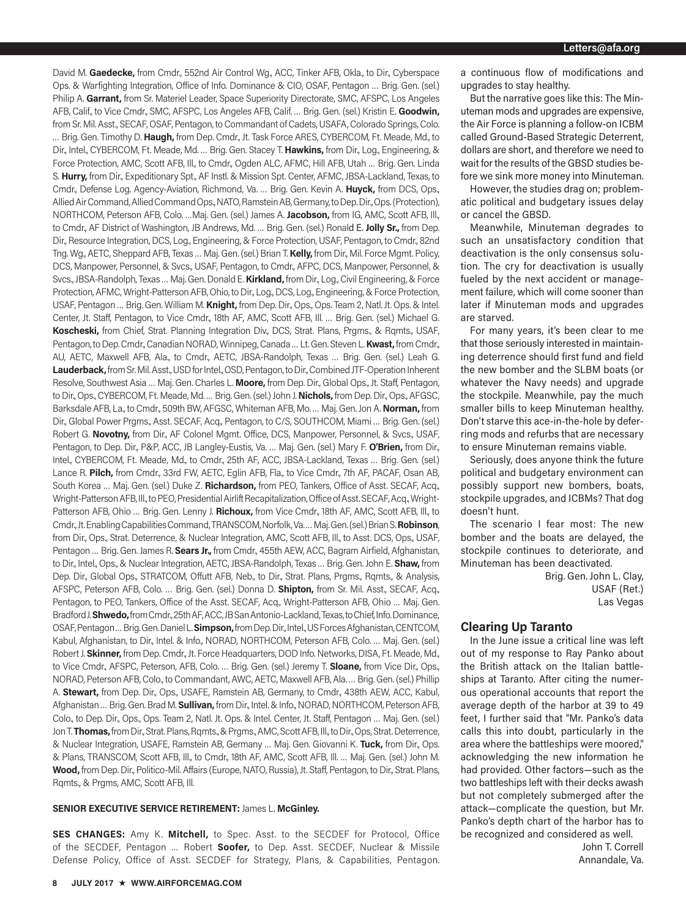David M. **Gaedecke,** from Cmdr., 552nd Air Control Wg., ACC, Tinker AFB, Okla., to Dir., Cyberspace Ops. & Warfighting Integration, Office of Info. Dominance & CIO, OSAF, Pentagon ... Brig. Gen. (sel.) Philip A. **Garrant,** from Sr. Materiel Leader, Space Superiority Directorate, SMC, AFSPC, Los Angeles AFB, Calif., to Vice Cmdr., SMC, AFSPC, Los Angeles AFB, Calif. ... Brig. Gen. (sel.) Kristin E. **Goodwin,** from Sr. Mil. Asst., SECAF, OSAF, Pentagon, to Commandant of Cadets, USAFA, Colorado Springs, Colo. ... Brig. Gen. Timothy D. **Haugh,** from Dep. Cmdr., Jt. Task Force ARES, CYBERCOM, Ft. Meade, Md., to Dir., Intel., CYBERCOM, Ft. Meade, Md. ... Brig. Gen. Stacey T. **Hawkins,** from Dir., Log., Engineering, & Force Protection, AMC, Scott AFB, Ill., to Cmdr., Ogden ALC, AFMC, Hill AFB, Utah ... Brig. Gen. Linda S. **Hurry,** from Dir., Expeditionary Spt., AF Instl. & Mission Spt. Center, AFMC, JBSA-Lackland, Texas, to Cmdr., Defense Log. Agency-Aviation, Richmond, Va. ... Brig. Gen. Kevin A. **Huyck,** from DCS, Ops., Allied Air Command, Allied Command Ops., NATO, Ramstein AB, Germany, to Dep. Dir., Ops. (Protection), NORTHCOM, Peterson AFB, Colo. ...Maj. Gen. (sel.) James A. **Jacobson,** from IG, AMC, Scott AFB, Ill., to Cmdr., AF District of Washington, JB Andrews, Md. ... Brig. Gen. (sel.) Ronald E. **Jolly Sr.,** from Dep. Dir., Resource Integration, DCS, Log., Engineering, & Force Protection, USAF, Pentagon, to Cmdr., 82nd Tng. Wg., AETC, Sheppard AFB, Texas ... Maj. Gen. (sel.) Brian T. **Kelly,** from Dir., Mil. Force Mgmt. Policy, DCS, Manpower, Personnel, & Svcs., USAF, Pentagon, to Cmdr., AFPC, DCS, Manpower, Personnel, & Svcs., JBSA-Randolph, Texas ... Maj. Gen. Donald E. **Kirkland,** from Dir., Log., Civil Engineering, & Force Protection, AFMC, Wright-Patterson AFB, Ohio, to Dir., Log., DCS, Log., Engineering, & Force Protection, USAF, Pentagon ... Brig. Gen. William M. **Knight,** from Dep. Dir., Ops., Ops. Team 2, Natl. Jt. Ops. & Intel. Center, Jt. Staff, Pentagon, to Vice Cmdr., 18th AF, AMC, Scott AFB, Ill. ... Brig. Gen. (sel.) Michael G. **Koscheski,** from Chief, Strat. Planning Integration Div., DCS, Strat. Plans, Prgms., & Rqmts., USAF, Pentagon, to Dep. Cmdr., Canadian NORAD, Winnipeg, Canada ... Lt. Gen. Steven L. **Kwast,** from Cmdr., AU, AETC, Maxwell AFB, Ala., to Cmdr., AETC, JBSA-Randolph, Texas ... Brig. Gen. (sel.) Leah G. **Lauderback,** from Sr. Mil. Asst., USD for Intel., OSD, Pentagon, to Dir., Combined JTF-Operation Inherent Resolve, Southwest Asia ... Maj. Gen. Charles L. **Moore,** from Dep. Dir., Global Ops., Jt. Staff, Pentagon, to Dir., Ops., CYBERCOM, Ft. Meade, Md. ... Brig. Gen. (sel.) John J. **Nichols,** from Dep. Dir., Ops., AFGSC, Barksdale AFB, La., to Cmdr., 509th BW, AFGSC, Whiteman AFB, Mo. ... Maj. Gen. Jon A. **Norman,** from Dir., Global Power Prgms., Asst. SECAF, Acq., Pentagon, to C/S, SOUTHCOM, Miami ... Brig. Gen. (sel.) Robert G. **Novotny,** from Dir., AF Colonel Mgmt. Office, DCS, Manpower, Personnel, & Svcs., USAF, Pentagon, to Dep. Dir., P&P, ACC, JB Langley-Eustis, Va. ... Maj. Gen. (sel.) Mary F. **O'Brien,** from Dir., Intel., CYBERCOM, Ft. Meade, Md., to Cmdr., 25th AF, ACC, JBSA-Lackland, Texas ... Brig. Gen. (sel.) Lance R. **Pilch,** from Cmdr., 33rd FW, AETC, Eglin AFB, Fla., to Vice Cmdr., 7th AF, PACAF, Osan AB, South Korea ... Maj. Gen. (sel.) Duke Z. **Richardson,** from PEO, Tankers, Office of Asst. SECAF, Acq., Wright-Patterson AFB, Ill., to PEO, Presidential Airlift Recapitalization, Office of Asst. SECAF, Acq., Wright-Patterson AFB, Ohio ... Brig. Gen. Lenny J. **Richoux,** from Vice Cmdr., 18th AF, AMC, Scott AFB, Ill., to Cmdr., Jt. Enabling Capabilities Command, TRANSCOM, Norfolk, Va. ... Maj. Gen. (sel.) Brian S. **Robinson**, from Dir., Ops., Strat. Deterrence, & Nuclear Integration, AMC, Scott AFB, Ill., to Asst. DCS, Ops., USAF, Pentagon ... Brig. Gen. James R. **Sears Jr.,** from Cmdr., 455th AEW, ACC, Bagram Airfield, Afghanistan, to Dir., Intel., Ops., & Nuclear Integration, AETC, JBSA-Randolph, Texas ... Brig. Gen. John E. **Shaw,** from Dep. Dir., Global Ops., STRATCOM, Offutt AFB, Neb., to Dir., Strat. Plans, Prgms., Rqmts., & Analysis, AFSPC, Peterson AFB, Colo. ... Brig. Gen. (sel.) Donna D. **Shipton,** from Sr. Mil. Asst., SECAF, Acq., Pentagon, to PEO, Tankers, Office of the Asst. SECAF, Acq., Wright-Patterson AFB, Ohio ... Maj. Gen. Bradford J. **Shwedo,** from Cmdr., 25th AF, ACC, JB San Antonio-Lackland, Texas, to Chief, Info. Dominance, OSAF, Pentagon ... Brig. Gen. Daniel L. **Simpson,** from Dep. Dir., Intel., US Forces Afghanistan, CENTCOM, Kabul, Afghanistan, to Dir., Intel. & Info., NORAD, NORTHCOM, Peterson AFB, Colo. ... Maj. Gen. (sel.) Robert J. **Skinner,** from Dep. Cmdr., Jt. Force Headquarters, DOD Info. Networks, DISA, Ft. Meade, Md., to Vice Cmdr., AFSPC, Peterson, AFB, Colo. ... Brig. Gen. (sel.) Jeremy T. **Sloane,** from Vice Dir., Ops., NORAD, Peterson AFB, Colo., to Commandant, AWC, AETC, Maxwell AFB, Ala. ... Brig. Gen. (sel.) Phillip A. **Stewart,** from Dep. Dir., Ops., USAFE, Ramstein AB, Germany, to Cmdr., 438th AEW, ACC, Kabul, Afghanistan ... Brig. Gen. Brad M. **Sullivan,** from Dir., Intel. & Info., NORAD, NORTHCOM, Peterson AFB, Colo., to Dep. Dir., Ops., Ops. Team 2, Natl. Jt. Ops. & Intel. Center, Jt. Staff, Pentagon ... Maj. Gen. (sel.) Jon T. **Thomas,** from Dir., Strat. Plans, Rqmts., & Prgms., AMC, Scott AFB, Ill., to Dir., Ops, Strat. Deterrence, & Nuclear Integration, USAFE, Ramstein AB, Germany ... Maj. Gen. Giovanni K. **Tuck,** from Dir., Ops. & Plans, TRANSCOM, Scott AFB, Ill., to Cmdr., 18th AF, AMC, Scott AFB, Ill. ... Maj. Gen. (sel.) John M. **Wood,** from Dep. Dir., Politico-Mil. Affairs (Europe, NATO, Russia), Jt. Staff, Pentagon, to Dir., Strat. Plans, Rqmts., & Prgms, AMC, Scott AFB, Ill.

**SENIOR EXECUTIVE SERVICE RETIREMENT:** James L. **McGinley.**

**SES CHANGES:** Amy K. **Mitchell,** to Spec. Asst. to the SECDEF for Protocol, Office of the SECDEF, Pentagon ... Robert **Soofer,** to Dep. Asst. SECDEF, Nuclear & Missile Defense Policy, Office of Asst. SECDEF for Strategy, Plans, & Capabilities, Pentagon.

a continuous flow of modifications and upgrades to stay healthy.

But the narrative goes like this: The Minuteman mods and upgrades are expensive, the Air Force is planning a follow-on ICBM called Ground-Based Strategic Deterrent, dollars are short, and therefore we need to wait for the results of the GBSD studies before we sink more money into Minuteman.

However, the studies drag on; problematic political and budgetary issues delay or cancel the GBSD.

Meanwhile, Minuteman degrades to such an unsatisfactory condition that deactivation is the only consensus solution. The cry for deactivation is usually fueled by the next accident or management failure, which will come sooner than later if Minuteman mods and upgrades are starved.

For many years, it's been clear to me that those seriously interested in maintaining deterrence should first fund and field the new bomber and the SLBM boats (or whatever the Navy needs) and upgrade the stockpile. Meanwhile, pay the much smaller bills to keep Minuteman healthy. Don't starve this ace-in-the-hole by deferring mods and refurbs that are necessary to ensure Minuteman remains viable.

Seriously, does anyone think the future political and budgetary environment can possibly support new bombers, boats, stockpile upgrades, and ICBMs? That dog doesn't hunt.

The scenario I fear most: The new bomber and the boats are delayed, the stockpile continues to deteriorate, and Minuteman has been deactivated.

Brig. Gen. John L. Clay,
USAF (Ret.)
Las Vegas

## Clearing Up Taranto

In the June issue a critical line was left out of my response to Ray Panko about the British attack on the Italian battleships at Taranto. After citing the numerous operational accounts that report the average depth of the harbor at 39 to 49 feet, I further said that "Mr. Panko's data calls this into doubt, particularly in the area where the battleships were moored," acknowledging the new information he had provided. Other factors—such as the two battleships left with their decks awash but not completely submerged after the attack—complicate the question, but Mr. Panko's depth chart of the harbor has to be recognized and considered as well.

John T. Correll
Annandale, Va.